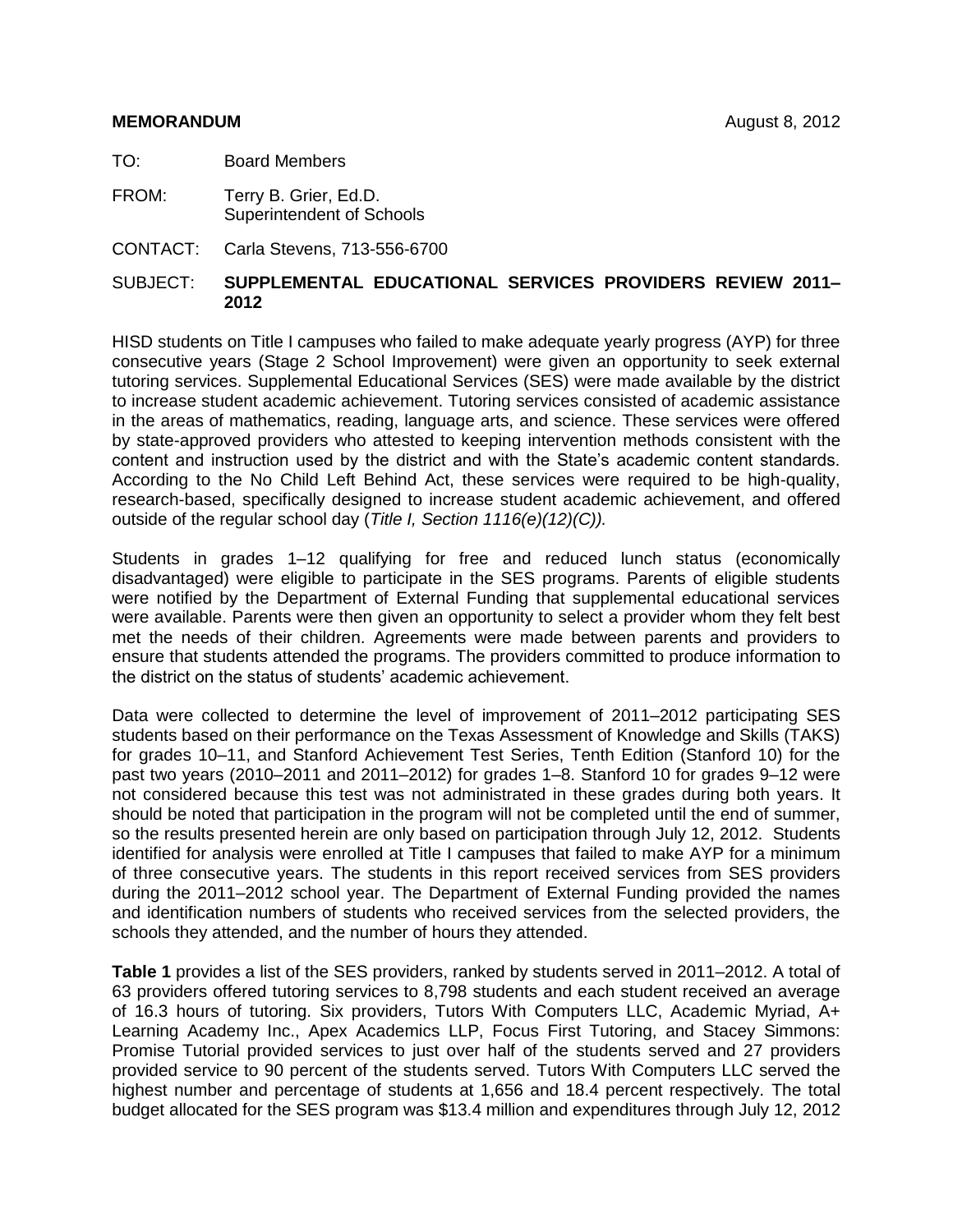**MEMORANDUM** August 8, 2012

TO: Board Members

FROM: Terry B. Grier, Ed.D.
Superintendent of Schools

CONTACT: Carla Stevens, 713-556-6700

SUBJECT: **SUPPLEMENTAL EDUCATIONAL SERVICES PROVIDERS REVIEW 2011–2012**

HISD students on Title I campuses who failed to make adequate yearly progress (AYP) for three consecutive years (Stage 2 School Improvement) were given an opportunity to seek external tutoring services. Supplemental Educational Services (SES) were made available by the district to increase student academic achievement. Tutoring services consisted of academic assistance in the areas of mathematics, reading, language arts, and science. These services were offered by state-approved providers who attested to keeping intervention methods consistent with the content and instruction used by the district and with the State's academic content standards. According to the No Child Left Behind Act, these services were required to be high-quality, research-based, specifically designed to increase student academic achievement, and offered outside of the regular school day (*Title I, Section 1116(e)(12)(C)).*

Students in grades 1–12 qualifying for free and reduced lunch status (economically disadvantaged) were eligible to participate in the SES programs. Parents of eligible students were notified by the Department of External Funding that supplemental educational services were available. Parents were then given an opportunity to select a provider whom they felt best met the needs of their children. Agreements were made between parents and providers to ensure that students attended the programs. The providers committed to produce information to the district on the status of students' academic achievement.

Data were collected to determine the level of improvement of 2011–2012 participating SES students based on their performance on the Texas Assessment of Knowledge and Skills (TAKS) for grades 10–11, and Stanford Achievement Test Series, Tenth Edition (Stanford 10) for the past two years (2010–2011 and 2011–2012) for grades 1–8. Stanford 10 for grades 9–12 were not considered because this test was not administrated in these grades during both years. It should be noted that participation in the program will not be completed until the end of summer, so the results presented herein are only based on participation through July 12, 2012. Students identified for analysis were enrolled at Title I campuses that failed to make AYP for a minimum of three consecutive years. The students in this report received services from SES providers during the 2011–2012 school year. The Department of External Funding provided the names and identification numbers of students who received services from the selected providers, the schools they attended, and the number of hours they attended.

**Table 1** provides a list of the SES providers, ranked by students served in 2011–2012. A total of 63 providers offered tutoring services to 8,798 students and each student received an average of 16.3 hours of tutoring. Six providers, Tutors With Computers LLC, Academic Myriad, A+ Learning Academy Inc., Apex Academics LLP, Focus First Tutoring, and Stacey Simmons: Promise Tutorial provided services to just over half of the students served and 27 providers provided service to 90 percent of the students served. Tutors With Computers LLC served the highest number and percentage of students at 1,656 and 18.4 percent respectively. The total budget allocated for the SES program was $13.4 million and expenditures through July 12, 2012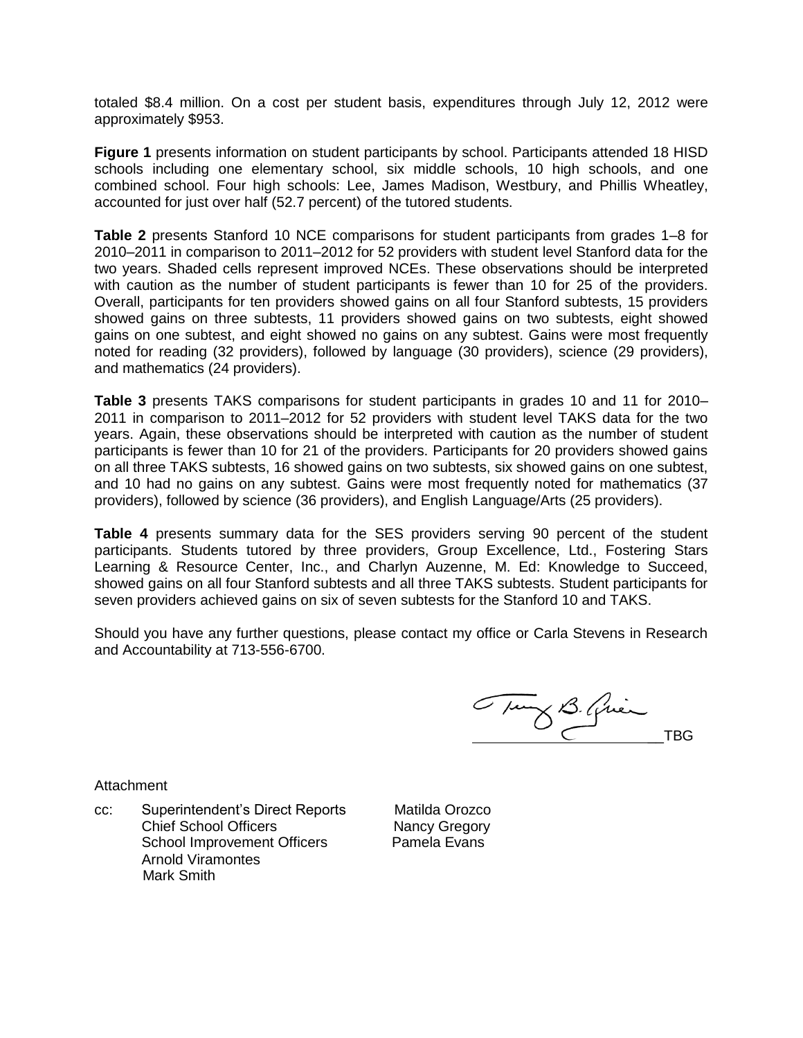totaled $8.4 million. On a cost per student basis, expenditures through July 12, 2012 were approximately $953.

**Figure 1** presents information on student participants by school. Participants attended 18 HISD schools including one elementary school, six middle schools, 10 high schools, and one combined school. Four high schools: Lee, James Madison, Westbury, and Phillis Wheatley, accounted for just over half (52.7 percent) of the tutored students.

**Table 2** presents Stanford 10 NCE comparisons for student participants from grades 1–8 for 2010–2011 in comparison to 2011–2012 for 52 providers with student level Stanford data for the two years. Shaded cells represent improved NCEs. These observations should be interpreted with caution as the number of student participants is fewer than 10 for 25 of the providers. Overall, participants for ten providers showed gains on all four Stanford subtests, 15 providers showed gains on three subtests, 11 providers showed gains on two subtests, eight showed gains on one subtest, and eight showed no gains on any subtest. Gains were most frequently noted for reading (32 providers), followed by language (30 providers), science (29 providers), and mathematics (24 providers).

**Table 3** presents TAKS comparisons for student participants in grades 10 and 11 for 2010–2011 in comparison to 2011–2012 for 52 providers with student level TAKS data for the two years. Again, these observations should be interpreted with caution as the number of student participants is fewer than 10 for 21 of the providers. Participants for 20 providers showed gains on all three TAKS subtests, 16 showed gains on two subtests, six showed gains on one subtest, and 10 had no gains on any subtest. Gains were most frequently noted for mathematics (37 providers), followed by science (36 providers), and English Language/Arts (25 providers).

**Table 4** presents summary data for the SES providers serving 90 percent of the student participants. Students tutored by three providers, Group Excellence, Ltd., Fostering Stars Learning & Resource Center, Inc., and Charlyn Auzenne, M. Ed: Knowledge to Succeed, showed gains on all four Stanford subtests and all three TAKS subtests. Student participants for seven providers achieved gains on six of seven subtests for the Stanford 10 and TAKS.

Should you have any further questions, please contact my office or Carla Stevens in Research and Accountability at 713-556-6700.

TBG

Attachment

cc: Superintendent's Direct Reports
Chief School Officers
School Improvement Officers
Arnold Viramontes
Mark Smith
Matilda Orozco
Nancy Gregory
Pamela Evans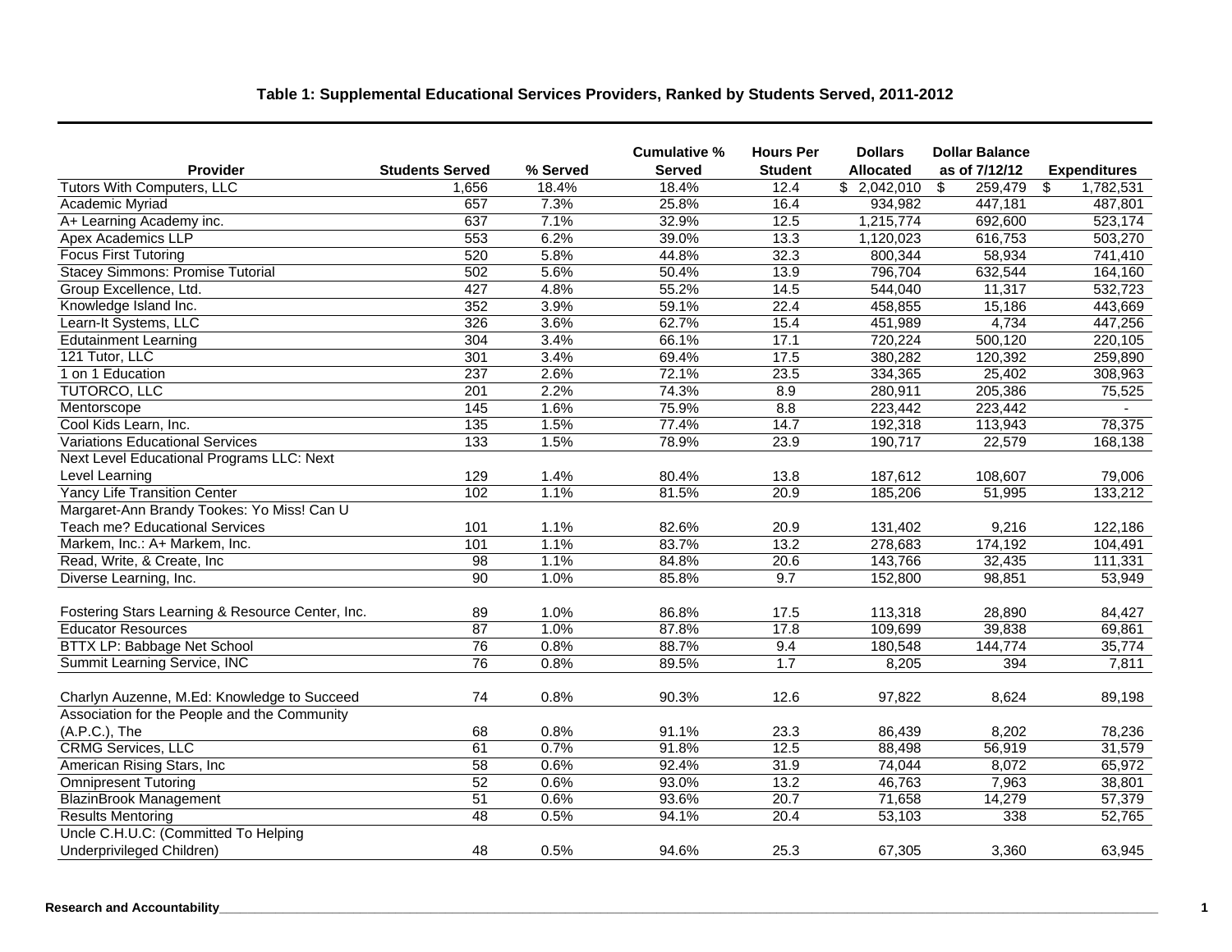**Table 1: Supplemental Educational Services Providers, Ranked by Students Served, 2011-2012**

| Provider | Students Served | % Served | Cumulative % Served | Hours Per Student | Dollars Allocated | Dollar Balance as of 7/12/12 | Expenditures |
|---|---|---|---|---|---|---|---|
| Tutors With Computers, LLC | 1,656 | 18.4% | 18.4% | 12.4 | $ 2,042,010 | $ 259,479 | $ 1,782,531 |
| Academic Myriad | 657 | 7.3% | 25.8% | 16.4 | 934,982 | 447,181 | 487,801 |
| A+ Learning Academy inc. | 637 | 7.1% | 32.9% | 12.5 | 1,215,774 | 692,600 | 523,174 |
| Apex Academics LLP | 553 | 6.2% | 39.0% | 13.3 | 1,120,023 | 616,753 | 503,270 |
| Focus First Tutoring | 520 | 5.8% | 44.8% | 32.3 | 800,344 | 58,934 | 741,410 |
| Stacey Simmons: Promise Tutorial | 502 | 5.6% | 50.4% | 13.9 | 796,704 | 632,544 | 164,160 |
| Group Excellence, Ltd. | 427 | 4.8% | 55.2% | 14.5 | 544,040 | 11,317 | 532,723 |
| Knowledge Island Inc. | 352 | 3.9% | 59.1% | 22.4 | 458,855 | 15,186 | 443,669 |
| Learn-It Systems, LLC | 326 | 3.6% | 62.7% | 15.4 | 451,989 | 4,734 | 447,256 |
| Edutainment Learning | 304 | 3.4% | 66.1% | 17.1 | 720,224 | 500,120 | 220,105 |
| 121 Tutor, LLC | 301 | 3.4% | 69.4% | 17.5 | 380,282 | 120,392 | 259,890 |
| 1 on 1 Education | 237 | 2.6% | 72.1% | 23.5 | 334,365 | 25,402 | 308,963 |
| TUTORCO, LLC | 201 | 2.2% | 74.3% | 8.9 | 280,911 | 205,386 | 75,525 |
| Mentorscope | 145 | 1.6% | 75.9% | 8.8 | 223,442 | 223,442 | - |
| Cool Kids Learn, Inc. | 135 | 1.5% | 77.4% | 14.7 | 192,318 | 113,943 | 78,375 |
| Variations Educational Services | 133 | 1.5% | 78.9% | 23.9 | 190,717 | 22,579 | 168,138 |
| Next Level Educational Programs LLC: Next Level Learning | 129 | 1.4% | 80.4% | 13.8 | 187,612 | 108,607 | 79,006 |
| Yancy Life Transition Center | 102 | 1.1% | 81.5% | 20.9 | 185,206 | 51,995 | 133,212 |
| Margaret-Ann Brandy Tookes: Yo Miss! Can U Teach me? Educational Services | 101 | 1.1% | 82.6% | 20.9 | 131,402 | 9,216 | 122,186 |
| Markem, Inc.: A+ Markem, Inc. | 101 | 1.1% | 83.7% | 13.2 | 278,683 | 174,192 | 104,491 |
| Read, Write, & Create, Inc | 98 | 1.1% | 84.8% | 20.6 | 143,766 | 32,435 | 111,331 |
| Diverse Learning, Inc. | 90 | 1.0% | 85.8% | 9.7 | 152,800 | 98,851 | 53,949 |
| Fostering Stars Learning & Resource Center, Inc. | 89 | 1.0% | 86.8% | 17.5 | 113,318 | 28,890 | 84,427 |
| Educator Resources | 87 | 1.0% | 87.8% | 17.8 | 109,699 | 39,838 | 69,861 |
| BTTX LP: Babbage Net School | 76 | 0.8% | 88.7% | 9.4 | 180,548 | 144,774 | 35,774 |
| Summit Learning Service, INC | 76 | 0.8% | 89.5% | 1.7 | 8,205 | 394 | 7,811 |
| Charlyn Auzenne, M.Ed: Knowledge to Succeed | 74 | 0.8% | 90.3% | 12.6 | 97,822 | 8,624 | 89,198 |
| Association for the People and the Community (A.P.C.), The | 68 | 0.8% | 91.1% | 23.3 | 86,439 | 8,202 | 78,236 |
| CRMG Services, LLC | 61 | 0.7% | 91.8% | 12.5 | 88,498 | 56,919 | 31,579 |
| American Rising Stars, Inc | 58 | 0.6% | 92.4% | 31.9 | 74,044 | 8,072 | 65,972 |
| Omnipresent Tutoring | 52 | 0.6% | 93.0% | 13.2 | 46,763 | 7,963 | 38,801 |
| BlazinBrook Management | 51 | 0.6% | 93.6% | 20.7 | 71,658 | 14,279 | 57,379 |
| Results Mentoring | 48 | 0.5% | 94.1% | 20.4 | 53,103 | 338 | 52,765 |
| Uncle C.H.U.C: (Committed To Helping Underprivileged Children) | 48 | 0.5% | 94.6% | 25.3 | 67,305 | 3,360 | 63,945 |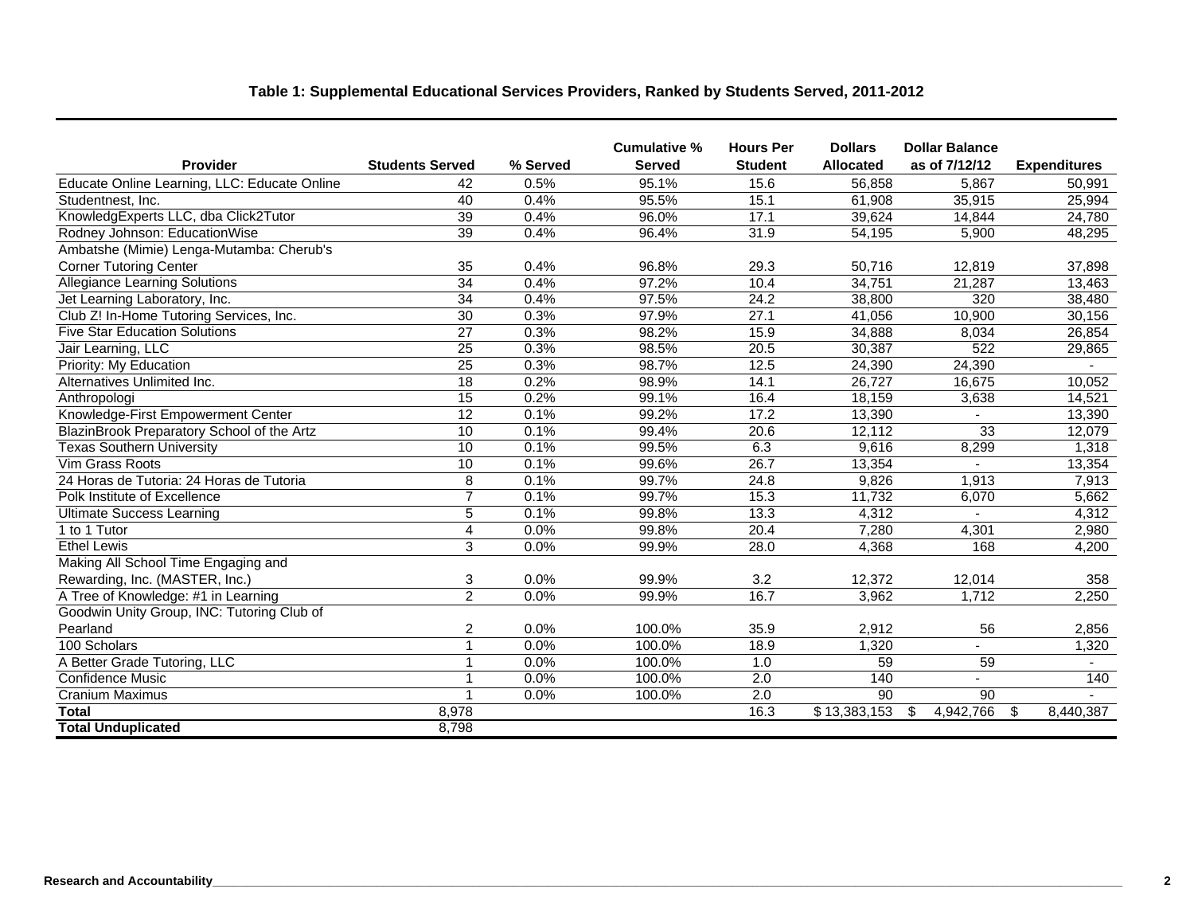**Table 1: Supplemental Educational Services Providers, Ranked by Students Served, 2011-2012**

| Provider | Students Served | % Served | Cumulative % Served | Hours Per Student | Dollars Allocated | Dollar Balance as of 7/12/12 | Expenditures |
|---|---|---|---|---|---|---|---|
| Educate Online Learning, LLC: Educate Online | 42 | 0.5% | 95.1% | 15.6 | 56,858 | 5,867 | 50,991 |
| Studentnest, Inc. | 40 | 0.4% | 95.5% | 15.1 | 61,908 | 35,915 | 25,994 |
| KnowledgExperts LLC, dba Click2Tutor | 39 | 0.4% | 96.0% | 17.1 | 39,624 | 14,844 | 24,780 |
| Rodney Johnson: EducationWise | 39 | 0.4% | 96.4% | 31.9 | 54,195 | 5,900 | 48,295 |
| Ambatshe (Mimie) Lenga-Mutamba: Cherub's Corner Tutoring Center | 35 | 0.4% | 96.8% | 29.3 | 50,716 | 12,819 | 37,898 |
| Allegiance Learning Solutions | 34 | 0.4% | 97.2% | 10.4 | 34,751 | 21,287 | 13,463 |
| Jet Learning Laboratory, Inc. | 34 | 0.4% | 97.5% | 24.2 | 38,800 | 320 | 38,480 |
| Club Z! In-Home Tutoring Services, Inc. | 30 | 0.3% | 97.9% | 27.1 | 41,056 | 10,900 | 30,156 |
| Five Star Education Solutions | 27 | 0.3% | 98.2% | 15.9 | 34,888 | 8,034 | 26,854 |
| Jair Learning, LLC | 25 | 0.3% | 98.5% | 20.5 | 30,387 | 522 | 29,865 |
| Priority: My Education | 25 | 0.3% | 98.7% | 12.5 | 24,390 | 24,390 | - |
| Alternatives Unlimited Inc. | 18 | 0.2% | 98.9% | 14.1 | 26,727 | 16,675 | 10,052 |
| Anthropologi | 15 | 0.2% | 99.1% | 16.4 | 18,159 | 3,638 | 14,521 |
| Knowledge-First Empowerment Center | 12 | 0.1% | 99.2% | 17.2 | 13,390 | - | 13,390 |
| BlazinBrook Preparatory School of the Artz | 10 | 0.1% | 99.4% | 20.6 | 12,112 | 33 | 12,079 |
| Texas Southern University | 10 | 0.1% | 99.5% | 6.3 | 9,616 | 8,299 | 1,318 |
| Vim Grass Roots | 10 | 0.1% | 99.6% | 26.7 | 13,354 | - | 13,354 |
| 24 Horas de Tutoria: 24 Horas de Tutoria | 8 | 0.1% | 99.7% | 24.8 | 9,826 | 1,913 | 7,913 |
| Polk Institute of Excellence | 7 | 0.1% | 99.7% | 15.3 | 11,732 | 6,070 | 5,662 |
| Ultimate Success Learning | 5 | 0.1% | 99.8% | 13.3 | 4,312 | - | 4,312 |
| 1 to 1 Tutor | 4 | 0.0% | 99.8% | 20.4 | 7,280 | 4,301 | 2,980 |
| Ethel Lewis | 3 | 0.0% | 99.9% | 28.0 | 4,368 | 168 | 4,200 |
| Making All School Time Engaging and Rewarding, Inc. (MASTER, Inc.) | 3 | 0.0% | 99.9% | 3.2 | 12,372 | 12,014 | 358 |
| A Tree of Knowledge: #1 in Learning | 2 | 0.0% | 99.9% | 16.7 | 3,962 | 1,712 | 2,250 |
| Goodwin Unity Group, INC: Tutoring Club of Pearland | 2 | 0.0% | 100.0% | 35.9 | 2,912 | 56 | 2,856 |
| 100 Scholars | 1 | 0.0% | 100.0% | 18.9 | 1,320 | - | 1,320 |
| A Better Grade Tutoring, LLC | 1 | 0.0% | 100.0% | 1.0 | 59 | 59 | - |
| Confidence Music | 1 | 0.0% | 100.0% | 2.0 | 140 | - | 140 |
| Cranium Maximus | 1 | 0.0% | 100.0% | 2.0 | 90 | 90 | - |
| **Total** | 8,978 | | | 16.3 | $ 13,383,153 | $ 4,942,766 | $ 8,440,387 |
| **Total Unduplicated** | 8,798 | | | | | | |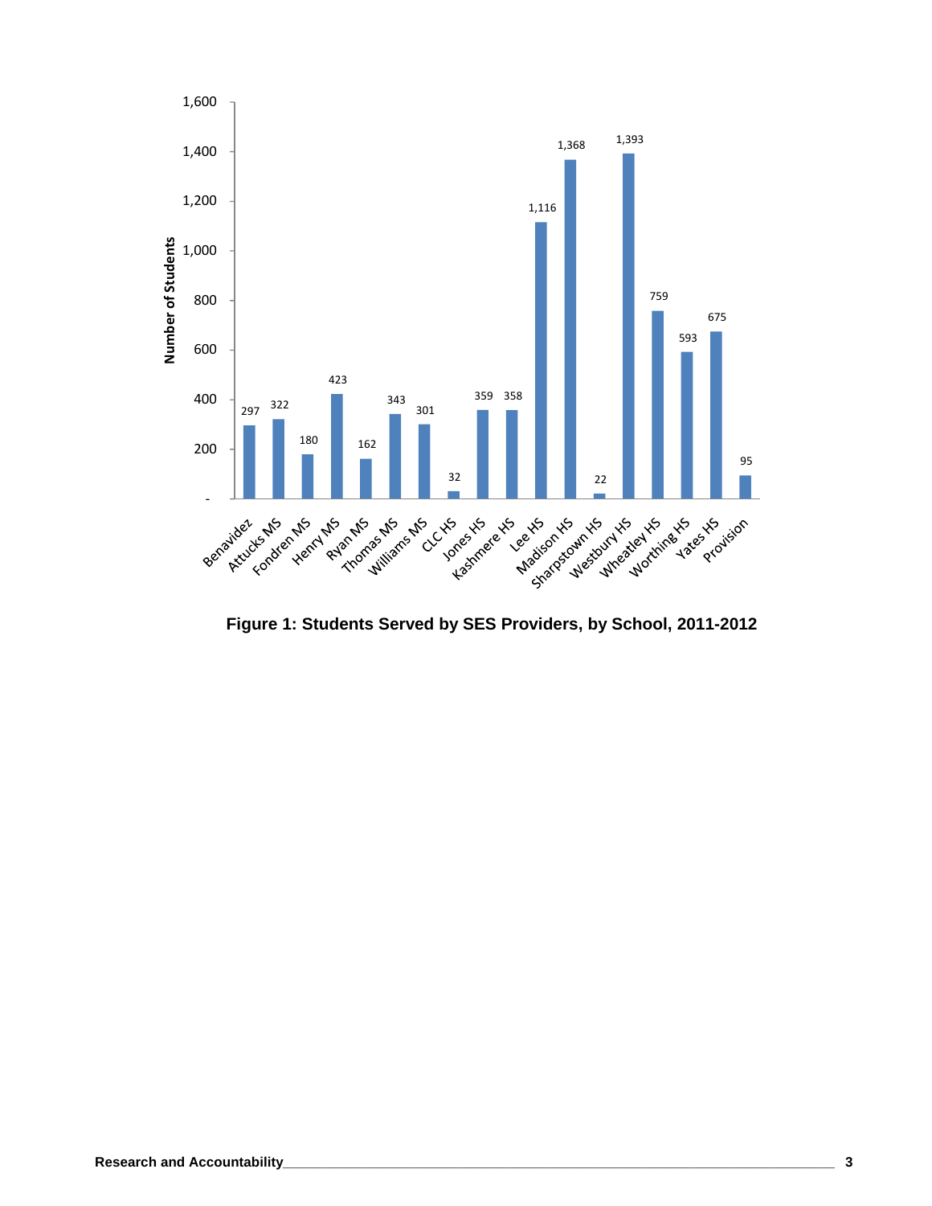| School | Number of Students |
|---|---|
| Benavidez | 297 |
| Attucks MS | 322 |
| Fondren MS | 180 |
| Henry MS | 423 |
| Ryan MS | 162 |
| Thomas MS | 343 |
| Williams MS | 301 |
| CLC HS | 32 |
| Jones HS | 359 |
| Kashmere HS | 358 |
| Lee HS | 1,116 |
| Madison HS | 1,368 |
| Sharpstown HS | 22 |
| Westbury HS | 1,393 |
| Wheatley HS | 759 |
| Worthing HS | 593 |
| Yates HS | 675 |
| Provision | 95 |

**Figure 1: Students Served by SES Providers, by School, 2011-2012**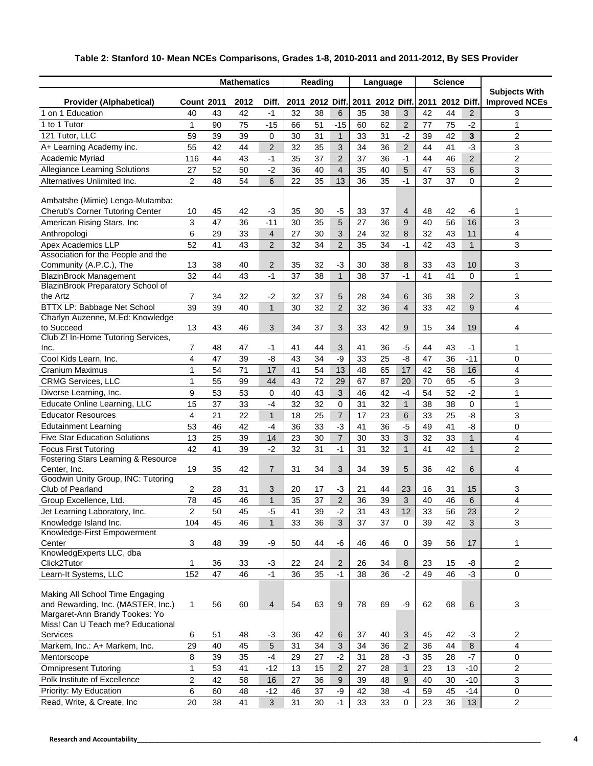**Table 2: Stanford 10- Mean NCEs Comparisons, Grades 1-8, 2010-2011 and 2011-2012, By SES Provider**

| | | Mathematics | | | Reading | | | Language | | | Science | | | |
|---|---|---|---|---|---|---|---|---|---|---|---|---|---|---|
| Provider (Alphabetical) | Count | 2011 | 2012 | Diff. | 2011 | 2012 | Diff. | 2011 | 2012 | Diff. | 2011 | 2012 | Diff. | Subjects With Improved NCEs |
| 1 on 1 Education | 40 | 43 | 42 | -1 | 32 | 38 | 6 | 35 | 38 | 3 | 42 | 44 | 2 | 3 |
| 1 to 1 Tutor | 1 | 90 | 75 | -15 | 66 | 51 | -15 | 60 | 62 | 2 | 77 | 75 | -2 | 1 |
| 121 Tutor, LLC | 59 | 39 | 39 | 0 | 30 | 31 | 1 | 33 | 31 | -2 | 39 | 42 | **3** | 2 |
| A+ Learning Academy inc. | 55 | 42 | 44 | 2 | 32 | 35 | 3 | 34 | 36 | 2 | 44 | 41 | -3 | 3 |
| Academic Myriad | 116 | 44 | 43 | -1 | 35 | 37 | 2 | 37 | 36 | -1 | 44 | 46 | 2 | 2 |
| Allegiance Learning Solutions | 27 | 52 | 50 | -2 | 36 | 40 | 4 | 35 | 40 | 5 | 47 | 53 | 6 | 3 |
| Alternatives Unlimited Inc. | 2 | 48 | 54 | 6 | 22 | 35 | 13 | 36 | 35 | -1 | 37 | 37 | 0 | 2 |
| Ambatshe (Mimie) Lenga-Mutamba: Cherub's Corner Tutoring Center | 10 | 45 | 42 | -3 | 35 | 30 | -5 | 33 | 37 | 4 | 48 | 42 | -6 | 1 |
| American Rising Stars, Inc | 3 | 47 | 36 | -11 | 30 | 35 | 5 | 27 | 36 | 9 | 40 | 56 | 16 | 3 |
| Anthropologi | 6 | 29 | 33 | 4 | 27 | 30 | 3 | 24 | 32 | 8 | 32 | 43 | 11 | 4 |
| Apex Academics LLP | 52 | 41 | 43 | 2 | 32 | 34 | 2 | 35 | 34 | -1 | 42 | 43 | 1 | 3 |
| Association for the People and the Community (A.P.C.), The | 13 | 38 | 40 | 2 | 35 | 32 | -3 | 30 | 38 | 8 | 33 | 43 | 10 | 3 |
| BlazinBrook Management | 32 | 44 | 43 | -1 | 37 | 38 | 1 | 38 | 37 | -1 | 41 | 41 | 0 | 1 |
| BlazinBrook Preparatory School of the Artz | 7 | 34 | 32 | -2 | 32 | 37 | 5 | 28 | 34 | 6 | 36 | 38 | 2 | 3 |
| BTTX LP: Babbage Net School | 39 | 39 | 40 | 1 | 30 | 32 | 2 | 32 | 36 | 4 | 33 | 42 | 9 | 4 |
| Charlyn Auzenne, M.Ed: Knowledge to Succeed | 13 | 43 | 46 | 3 | 34 | 37 | 3 | 33 | 42 | 9 | 15 | 34 | 19 | 4 |
| Club Z! In-Home Tutoring Services, Inc. | 7 | 48 | 47 | -1 | 41 | 44 | 3 | 41 | 36 | -5 | 44 | 43 | -1 | 1 |
| Cool Kids Learn, Inc. | 4 | 47 | 39 | -8 | 43 | 34 | -9 | 33 | 25 | -8 | 47 | 36 | -11 | 0 |
| Cranium Maximus | 1 | 54 | 71 | 17 | 41 | 54 | 13 | 48 | 65 | 17 | 42 | 58 | 16 | 4 |
| CRMG Services, LLC | 1 | 55 | 99 | 44 | 43 | 72 | 29 | 67 | 87 | 20 | 70 | 65 | -5 | 3 |
| Diverse Learning, Inc. | 9 | 53 | 53 | 0 | 40 | 43 | 3 | 46 | 42 | -4 | 54 | 52 | -2 | 1 |
| Educate Online Learning, LLC | 15 | 37 | 33 | -4 | 32 | 32 | 0 | 31 | 32 | 1 | 38 | 38 | 0 | 1 |
| Educator Resources | 4 | 21 | 22 | 1 | 18 | 25 | 7 | 17 | 23 | 6 | 33 | 25 | -8 | 3 |
| Edutainment Learning | 53 | 46 | 42 | -4 | 36 | 33 | -3 | 41 | 36 | -5 | 49 | 41 | -8 | 0 |
| Five Star Education Solutions | 13 | 25 | 39 | 14 | 23 | 30 | 7 | 30 | 33 | 3 | 32 | 33 | 1 | 4 |
| Focus First Tutoring | 42 | 41 | 39 | -2 | 32 | 31 | -1 | 31 | 32 | 1 | 41 | 42 | 1 | 2 |
| Fostering Stars Learning & Resource Center, Inc. | 19 | 35 | 42 | 7 | 31 | 34 | 3 | 34 | 39 | 5 | 36 | 42 | 6 | 4 |
| Goodwin Unity Group, INC: Tutoring Club of Pearland | 2 | 28 | 31 | 3 | 20 | 17 | -3 | 21 | 44 | 23 | 16 | 31 | 15 | 3 |
| Group Excellence, Ltd. | 78 | 45 | 46 | 1 | 35 | 37 | 2 | 36 | 39 | 3 | 40 | 46 | 6 | 4 |
| Jet Learning Laboratory, Inc. | 2 | 50 | 45 | -5 | 41 | 39 | -2 | 31 | 43 | 12 | 33 | 56 | 23 | 2 |
| Knowledge Island Inc. | 104 | 45 | 46 | 1 | 33 | 36 | 3 | 37 | 37 | 0 | 39 | 42 | 3 | 3 |
| Knowledge-First Empowerment Center | 3 | 48 | 39 | -9 | 50 | 44 | -6 | 46 | 46 | 0 | 39 | 56 | 17 | 1 |
| KnowledgExperts LLC, dba Click2Tutor | 1 | 36 | 33 | -3 | 22 | 24 | 2 | 26 | 34 | 8 | 23 | 15 | -8 | 2 |
| Learn-It Systems, LLC | 152 | 47 | 46 | -1 | 36 | 35 | -1 | 38 | 36 | -2 | 49 | 46 | -3 | 0 |
| Making All School Time Engaging and Rewarding, Inc. (MASTER, Inc.) | 1 | 56 | 60 | 4 | 54 | 63 | 9 | 78 | 69 | -9 | 62 | 68 | 6 | 3 |
| Margaret-Ann Brandy Tookes: Yo Miss! Can U Teach me? Educational Services | 6 | 51 | 48 | -3 | 36 | 42 | 6 | 37 | 40 | 3 | 45 | 42 | -3 | 2 |
| Markem, Inc.: A+ Markem, Inc. | 29 | 40 | 45 | 5 | 31 | 34 | 3 | 34 | 36 | 2 | 36 | 44 | 8 | 4 |
| Mentorscope | 8 | 39 | 35 | -4 | 29 | 27 | -2 | 31 | 28 | -3 | 35 | 28 | -7 | 0 |
| Omnipresent Tutoring | 1 | 53 | 41 | -12 | 13 | 15 | 2 | 27 | 28 | 1 | 23 | 13 | -10 | 2 |
| Polk Institute of Excellence | 2 | 42 | 58 | 16 | 27 | 36 | 9 | 39 | 48 | 9 | 40 | 30 | -10 | 3 |
| Priority: My Education | 6 | 60 | 48 | -12 | 46 | 37 | -9 | 42 | 38 | -4 | 59 | 45 | -14 | 0 |
| Read, Write, & Create, Inc | 20 | 38 | 41 | 3 | 31 | 30 | -1 | 33 | 33 | 0 | 23 | 36 | 13 | 2 |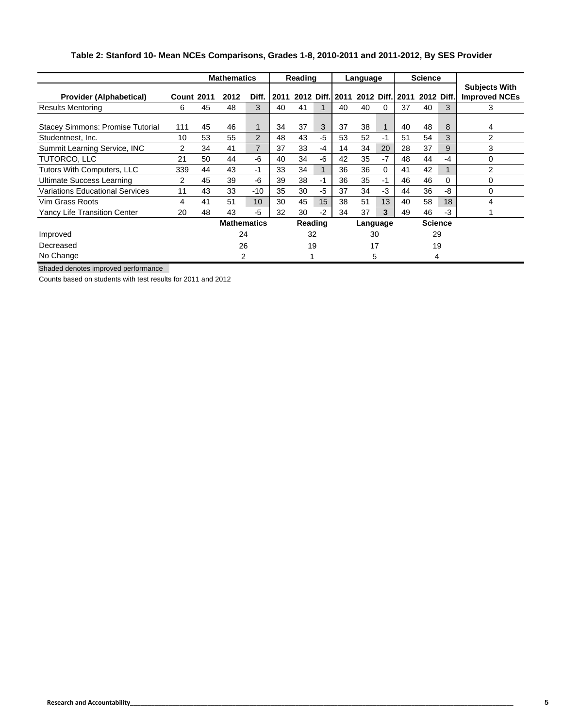**Table 2: Stanford 10- Mean NCEs Comparisons, Grades 1-8, 2010-2011 and 2011-2012, By SES Provider**

| | | Mathematics | | | Reading | | | Language | | | Science | | | |
|---|---|---|---|---|---|---|---|---|---|---|---|---|---|---|
| **Provider (Alphabetical)** | **Count** | **2011** | **2012** | **Diff.** | **2011** | **2012** | **Diff.** | **2011** | **2012** | **Diff.** | **2011** | **2012** | **Diff.** | **Subjects With Improved NCEs** |
| Results Mentoring | 6 | 45 | 48 | 3 | 40 | 41 | 1 | 40 | 40 | 0 | 37 | 40 | 3 | 3 |
| Stacey Simmons: Promise Tutorial | 111 | 45 | 46 | 1 | 34 | 37 | 3 | 37 | 38 | 1 | 40 | 48 | 8 | 4 |
| Studentnest, Inc. | 10 | 53 | 55 | 2 | 48 | 43 | -5 | 53 | 52 | -1 | 51 | 54 | 3 | 2 |
| Summit Learning Service, INC | 2 | 34 | 41 | 7 | 37 | 33 | -4 | 14 | 34 | 20 | 28 | 37 | 9 | 3 |
| TUTORCO, LLC | 21 | 50 | 44 | -6 | 40 | 34 | -6 | 42 | 35 | -7 | 48 | 44 | -4 | 0 |
| Tutors With Computers, LLC | 339 | 44 | 43 | -1 | 33 | 34 | 1 | 36 | 36 | 0 | 41 | 42 | 1 | 2 |
| Ultimate Success Learning | 2 | 45 | 39 | -6 | 39 | 38 | -1 | 36 | 35 | -1 | 46 | 46 | 0 | 0 |
| Variations Educational Services | 11 | 43 | 33 | -10 | 35 | 30 | -5 | 37 | 34 | -3 | 44 | 36 | -8 | 0 |
| Vim Grass Roots | 4 | 41 | 51 | 10 | 30 | 45 | 15 | 38 | 51 | 13 | 40 | 58 | 18 | 4 |
| Yancy Life Transition Center | 20 | 48 | 43 | -5 | 32 | 30 | -2 | 34 | 37 | **3** | 49 | 46 | -3 | 1 |

| | Mathematics | Reading | Language | Science |
|---|---|---|---|---|
| Improved | 24 | 32 | 30 | 29 |
| Decreased | 26 | 19 | 17 | 19 |
| No Change | 2 | 1 | 5 | 4 |

Shaded denotes improved performance

Counts based on students with test results for 2011 and 2012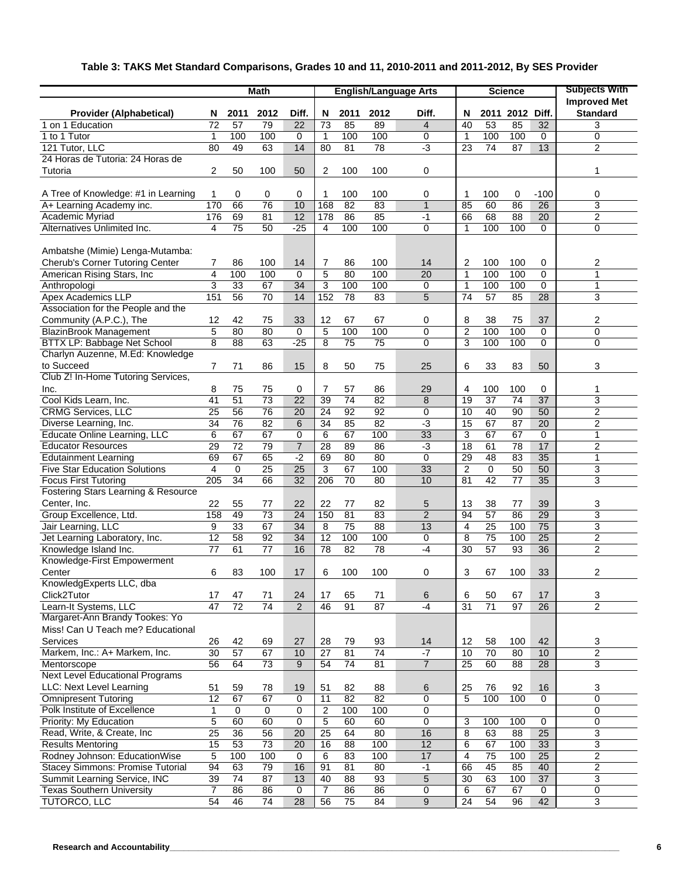**Table 3: TAKS Met Standard Comparisons, Grades 10 and 11, 2010-2011 and 2011-2012, By SES Provider**

| | Math | | | | English/Language Arts | | | | Science | | | | Subjects With Improved Met Standard |
|---|---|---|---|---|---|---|---|---|---|---|---|---|---|
| Provider (Alphabetical) | N | 2011 | 2012 | Diff. | N | 2011 | 2012 | Diff. | N | 2011 | 2012 | Diff. | |
| 1 on 1 Education | 72 | 57 | 79 | 22 | 73 | 85 | 89 | 4 | 40 | 53 | 85 | 32 | 3 |
| 1 to 1 Tutor | 1 | 100 | 100 | 0 | 1 | 100 | 100 | 0 | 1 | 100 | 100 | 0 | 0 |
| 121 Tutor, LLC | 80 | 49 | 63 | 14 | 80 | 81 | 78 | -3 | 23 | 74 | 87 | 13 | 2 |
| 24 Horas de Tutoria: 24 Horas de Tutoria | 2 | 50 | 100 | 50 | 2 | 100 | 100 | 0 | | | | | 1 |
| A Tree of Knowledge: #1 in Learning | 1 | 0 | 0 | 0 | 1 | 100 | 100 | 0 | 1 | 100 | 0 | -100 | 0 |
| A+ Learning Academy inc. | 170 | 66 | 76 | 10 | 168 | 82 | 83 | 1 | 85 | 60 | 86 | 26 | 3 |
| Academic Myriad | 176 | 69 | 81 | 12 | 178 | 86 | 85 | -1 | 66 | 68 | 88 | 20 | 2 |
| Alternatives Unlimited Inc. | 4 | 75 | 50 | -25 | 4 | 100 | 100 | 0 | 1 | 100 | 100 | 0 | 0 |
| Ambatshe (Mimie) Lenga-Mutamba: Cherub's Corner Tutoring Center | 7 | 86 | 100 | 14 | 7 | 86 | 100 | 14 | 2 | 100 | 100 | 0 | 2 |
| American Rising Stars, Inc | 4 | 100 | 100 | 0 | 5 | 80 | 100 | 20 | 1 | 100 | 100 | 0 | 1 |
| Anthropologi | 3 | 33 | 67 | 34 | 3 | 100 | 100 | 0 | 1 | 100 | 100 | 0 | 1 |
| Apex Academics LLP | 151 | 56 | 70 | 14 | 152 | 78 | 83 | 5 | 74 | 57 | 85 | 28 | 3 |
| Association for the People and the Community (A.P.C.), The | 12 | 42 | 75 | 33 | 12 | 67 | 67 | 0 | 8 | 38 | 75 | 37 | 2 |
| BlazinBrook Management | 5 | 80 | 80 | 0 | 5 | 100 | 100 | 0 | 2 | 100 | 100 | 0 | 0 |
| BTTX LP: Babbage Net School | 8 | 88 | 63 | -25 | 8 | 75 | 75 | 0 | 3 | 100 | 100 | 0 | 0 |
| Charlyn Auzenne, M.Ed: Knowledge to Succeed | 7 | 71 | 86 | 15 | 8 | 50 | 75 | 25 | 6 | 33 | 83 | 50 | 3 |
| Club Z! In-Home Tutoring Services, Inc. | 8 | 75 | 75 | 0 | 7 | 57 | 86 | 29 | 4 | 100 | 100 | 0 | 1 |
| Cool Kids Learn, Inc. | 41 | 51 | 73 | 22 | 39 | 74 | 82 | 8 | 19 | 37 | 74 | 37 | 3 |
| CRMG Services, LLC | 25 | 56 | 76 | 20 | 24 | 92 | 92 | 0 | 10 | 40 | 90 | 50 | 2 |
| Diverse Learning, Inc. | 34 | 76 | 82 | 6 | 34 | 85 | 82 | -3 | 15 | 67 | 87 | 20 | 2 |
| Educate Online Learning, LLC | 6 | 67 | 67 | 0 | 6 | 67 | 100 | 33 | 3 | 67 | 67 | 0 | 1 |
| Educator Resources | 29 | 72 | 79 | 7 | 28 | 89 | 86 | -3 | 18 | 61 | 78 | 17 | 2 |
| Edutainment Learning | 69 | 67 | 65 | -2 | 69 | 80 | 80 | 0 | 29 | 48 | 83 | 35 | 1 |
| Five Star Education Solutions | 4 | 0 | 25 | 25 | 3 | 67 | 100 | 33 | 2 | 0 | 50 | 50 | 3 |
| Focus First Tutoring | 205 | 34 | 66 | 32 | 206 | 70 | 80 | 10 | 81 | 42 | 77 | 35 | 3 |
| Fostering Stars Learning & Resource Center, Inc. | 22 | 55 | 77 | 22 | 22 | 77 | 82 | 5 | 13 | 38 | 77 | 39 | 3 |
| Group Excellence, Ltd. | 158 | 49 | 73 | 24 | 150 | 81 | 83 | 2 | 94 | 57 | 86 | 29 | 3 |
| Jair Learning, LLC | 9 | 33 | 67 | 34 | 8 | 75 | 88 | 13 | 4 | 25 | 100 | 75 | 3 |
| Jet Learning Laboratory, Inc. | 12 | 58 | 92 | 34 | 12 | 100 | 100 | 0 | 8 | 75 | 100 | 25 | 2 |
| Knowledge Island Inc. | 77 | 61 | 77 | 16 | 78 | 82 | 78 | -4 | 30 | 57 | 93 | 36 | 2 |
| Knowledge-First Empowerment Center | 6 | 83 | 100 | 17 | 6 | 100 | 100 | 0 | 3 | 67 | 100 | 33 | 2 |
| KnowledgExperts LLC, dba Click2Tutor | 17 | 47 | 71 | 24 | 17 | 65 | 71 | 6 | 6 | 50 | 67 | 17 | 3 |
| Learn-It Systems, LLC | 47 | 72 | 74 | 2 | 46 | 91 | 87 | -4 | 31 | 71 | 97 | 26 | 2 |
| Margaret-Ann Brandy Tookes: Yo Miss! Can U Teach me? Educational Services | 26 | 42 | 69 | 27 | 28 | 79 | 93 | 14 | 12 | 58 | 100 | 42 | 3 |
| Markem, Inc.: A+ Markem, Inc. | 30 | 57 | 67 | 10 | 27 | 81 | 74 | -7 | 10 | 70 | 80 | 10 | 2 |
| Mentorscope | 56 | 64 | 73 | 9 | 54 | 74 | 81 | 7 | 25 | 60 | 88 | 28 | 3 |
| Next Level Educational Programs LLC: Next Level Learning | 51 | 59 | 78 | 19 | 51 | 82 | 88 | 6 | 25 | 76 | 92 | 16 | 3 |
| Omnipresent Tutoring | 12 | 67 | 67 | 0 | 11 | 82 | 82 | 0 | 5 | 100 | 100 | 0 | 0 |
| Polk Institute of Excellence | 1 | 0 | 0 | 0 | 2 | 100 | 100 | 0 | | | | | 0 |
| Priority: My Education | 5 | 60 | 60 | 0 | 5 | 60 | 60 | 0 | 3 | 100 | 100 | 0 | 0 |
| Read, Write, & Create, Inc | 25 | 36 | 56 | 20 | 25 | 64 | 80 | 16 | 8 | 63 | 88 | 25 | 3 |
| Results Mentoring | 15 | 53 | 73 | 20 | 16 | 88 | 100 | 12 | 6 | 67 | 100 | 33 | 3 |
| Rodney Johnson: EducationWise | 5 | 100 | 100 | 0 | 6 | 83 | 100 | 17 | 4 | 75 | 100 | 25 | 2 |
| Stacey Simmons: Promise Tutorial | 94 | 63 | 79 | 16 | 91 | 81 | 80 | -1 | 66 | 45 | 85 | 40 | 2 |
| Summit Learning Service, INC | 39 | 74 | 87 | 13 | 40 | 88 | 93 | 5 | 30 | 63 | 100 | 37 | 3 |
| Texas Southern University | 7 | 86 | 86 | 0 | 7 | 86 | 86 | 0 | 6 | 67 | 67 | 0 | 0 |
| TUTORCO, LLC | 54 | 46 | 74 | 28 | 56 | 75 | 84 | 9 | 24 | 54 | 96 | 42 | 3 |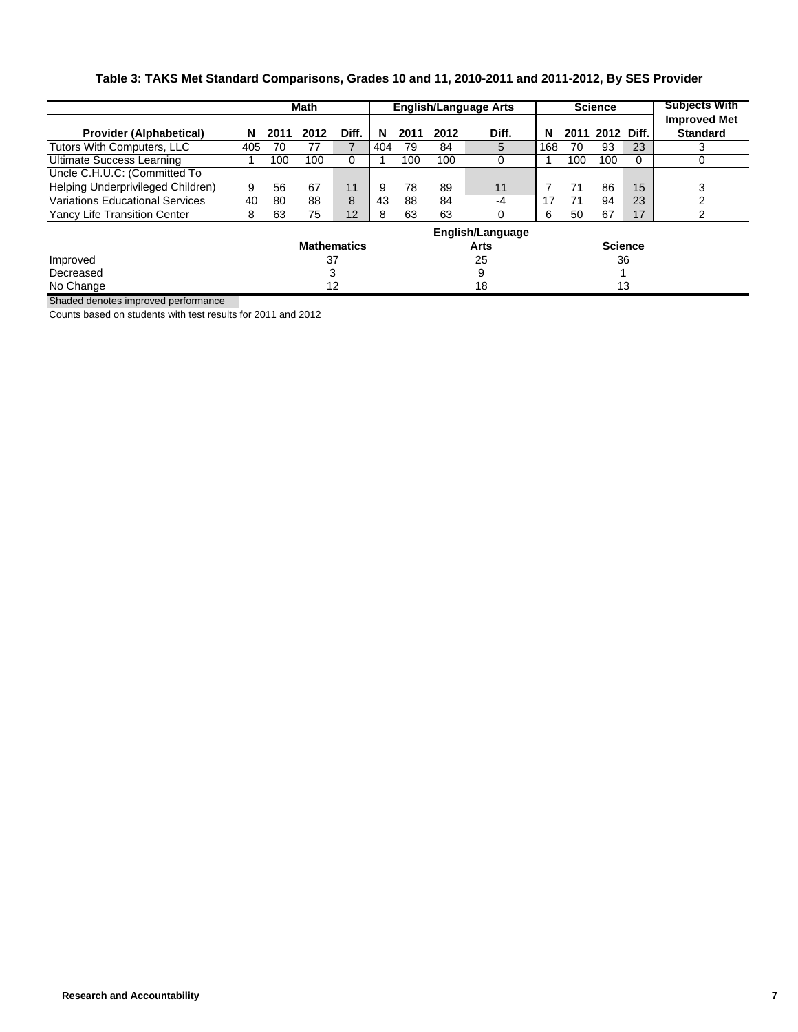### Table 3: TAKS Met Standard Comparisons, Grades 10 and 11, 2010-2011 and 2011-2012, By SES Provider

| | Math | | | | English/Language Arts | | | | Science | | | | Subjects With Improved Met Standard |
|---|---|---|---|---|---|---|---|---|---|---|---|---|---|
| **Provider (Alphabetical)** | **N** | **2011** | **2012** | **Diff.** | **N** | **2011** | **2012** | **Diff.** | **N** | **2011** | **2012** | **Diff.** | |
| Tutors With Computers, LLC | 405 | 70 | 77 | 7 | 404 | 79 | 84 | 5 | 168 | 70 | 93 | 23 | 3 |
| Ultimate Success Learning | 1 | 100 | 100 | 0 | 1 | 100 | 100 | 0 | 1 | 100 | 100 | 0 | 0 |
| Uncle C.H.U.C: (Committed To Helping Underprivileged Children) | 9 | 56 | 67 | 11 | 9 | 78 | 89 | 11 | 7 | 71 | 86 | 15 | 3 |
| Variations Educational Services | 40 | 80 | 88 | 8 | 43 | 88 | 84 | -4 | 17 | 71 | 94 | 23 | 2 |
| Yancy Life Transition Center | 8 | 63 | 75 | 12 | 8 | 63 | 63 | 0 | 6 | 50 | 67 | 17 | 2 |

| | Mathematics | English/Language Arts | Science |
|---|---|---|---|
| Improved | 37 | 25 | 36 |
| Decreased | 3 | 9 | 1 |
| No Change | 12 | 18 | 13 |

Shaded denotes improved performance

Counts based on students with test results for 2011 and 2012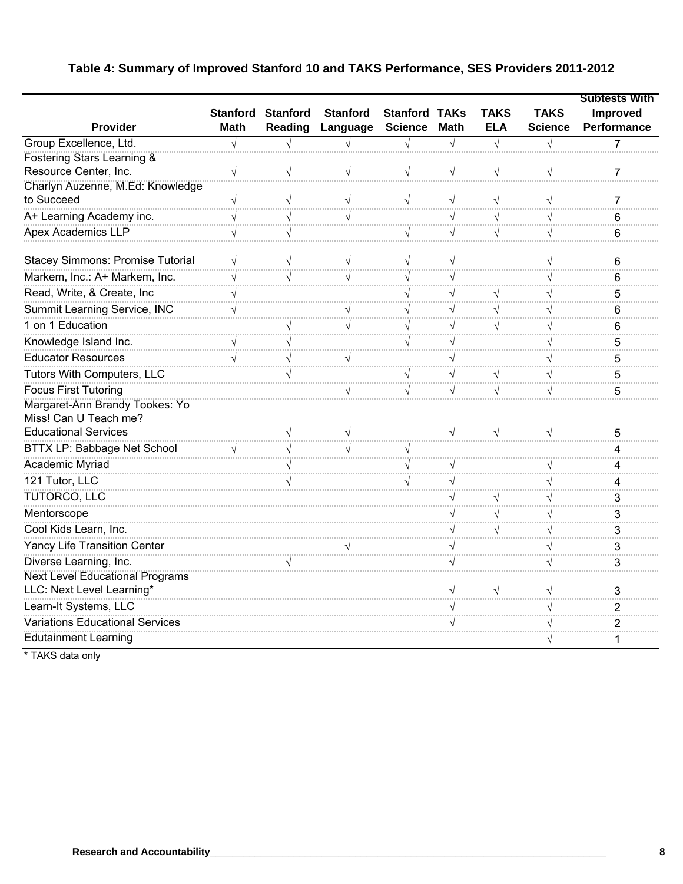## Table 4: Summary of Improved Stanford 10 and TAKS Performance, SES Providers 2011-2012

| Provider | Stanford Math | Stanford Reading | Stanford Language | Stanford Science | TAKs Math | TAKS ELA | TAKS Science | Subtests With Improved Performance |
|---|---|---|---|---|---|---|---|---|
| Group Excellence, Ltd. | √ | √ | √ | √ | √ | √ | √ | 7 |
| Fostering Stars Learning & Resource Center, Inc. | √ | √ | √ | √ | √ | √ | √ | 7 |
| Charlyn Auzenne, M.Ed: Knowledge to Succeed | √ | √ | √ | √ | √ | √ | √ | 7 |
| A+ Learning Academy inc. | √ | √ | √ | | √ | √ | √ | 6 |
| Apex Academics LLP | √ | √ | | √ | √ | √ | √ | 6 |
| Stacey Simmons: Promise Tutorial | √ | √ | √ | √ | √ | | √ | 6 |
| Markem, Inc.: A+ Markem, Inc. | √ | √ | √ | √ | √ | | √ | 6 |
| Read, Write, & Create, Inc | √ | | | √ | √ | √ | √ | 5 |
| Summit Learning Service, INC | √ | | √ | √ | √ | √ | √ | 6 |
| 1 on 1 Education | | √ | √ | √ | √ | √ | √ | 6 |
| Knowledge Island Inc. | √ | √ | | √ | √ | | √ | 5 |
| Educator Resources | √ | √ | √ | | √ | | √ | 5 |
| Tutors With Computers, LLC | | √ | | √ | √ | √ | √ | 5 |
| Focus First Tutoring | | | √ | √ | √ | √ | √ | 5 |
| Margaret-Ann Brandy Tookes: Yo Miss! Can U Teach me? Educational Services | | √ | √ | | √ | √ | √ | 5 |
| BTTX LP: Babbage Net School | √ | √ | √ | √ | | | | 4 |
| Academic Myriad | | √ | | √ | √ | | √ | 4 |
| 121 Tutor, LLC | | √ | | √ | √ | | √ | 4 |
| TUTORCO, LLC | | | | | √ | √ | √ | 3 |
| Mentorscope | | | | | √ | √ | √ | 3 |
| Cool Kids Learn, Inc. | | | | | √ | √ | √ | 3 |
| Yancy Life Transition Center | | | √ | | √ | | √ | 3 |
| Diverse Learning, Inc. | | √ | | | √ | | √ | 3 |
| Next Level Educational Programs LLC: Next Level Learning* | | | | | √ | √ | √ | 3 |
| Learn-It Systems, LLC | | | | | √ | | √ | 2 |
| Variations Educational Services | | | | | √ | | √ | 2 |
| Edutainment Learning | | | | | | | √ | 1 |

* TAKS data only